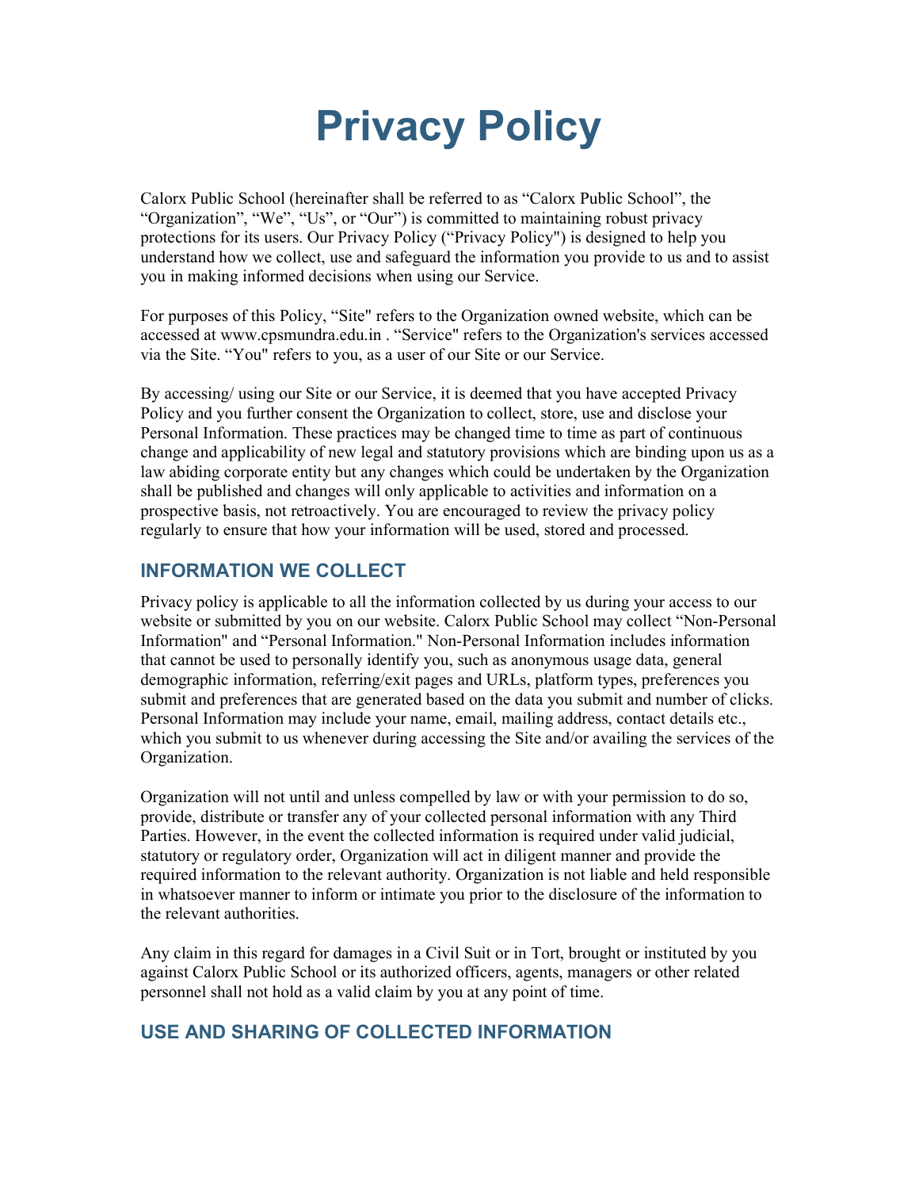# Privacy Policy

Calorx Public School (hereinafter shall be referred to as "Calorx Public School", the "Organization", "We", "Us", or "Our") is committed to maintaining robust privacy protections for its users. Our Privacy Policy ("Privacy Policy") is designed to help you understand how we collect, use and safeguard the information you provide to us and to assist you in making informed decisions when using our Service.

For purposes of this Policy, "Site" refers to the Organization owned website, which can be accessed at www.cpsmundra.edu.in . "Service" refers to the Organization's services accessed via the Site. "You" refers to you, as a user of our Site or our Service.

By accessing/ using our Site or our Service, it is deemed that you have accepted Privacy Policy and you further consent the Organization to collect, store, use and disclose your Personal Information. These practices may be changed time to time as part of continuous change and applicability of new legal and statutory provisions which are binding upon us as a law abiding corporate entity but any changes which could be undertaken by the Organization shall be published and changes will only applicable to activities and information on a prospective basis, not retroactively. You are encouraged to review the privacy policy regularly to ensure that how your information will be used, stored and processed.

## INFORMATION WE COLLECT

Privacy policy is applicable to all the information collected by us during your access to our website or submitted by you on our website. Calorx Public School may collect "Non-Personal Information" and "Personal Information." Non-Personal Information includes information that cannot be used to personally identify you, such as anonymous usage data, general demographic information, referring/exit pages and URLs, platform types, preferences you submit and preferences that are generated based on the data you submit and number of clicks. Personal Information may include your name, email, mailing address, contact details etc., which you submit to us whenever during accessing the Site and/or availing the services of the Organization.

Organization will not until and unless compelled by law or with your permission to do so, provide, distribute or transfer any of your collected personal information with any Third Parties. However, in the event the collected information is required under valid judicial, statutory or regulatory order, Organization will act in diligent manner and provide the required information to the relevant authority. Organization is not liable and held responsible in whatsoever manner to inform or intimate you prior to the disclosure of the information to the relevant authorities.

Any claim in this regard for damages in a Civil Suit or in Tort, brought or instituted by you against Calorx Public School or its authorized officers, agents, managers or other related personnel shall not hold as a valid claim by you at any point of time.

## USE AND SHARING OF COLLECTED INFORMATION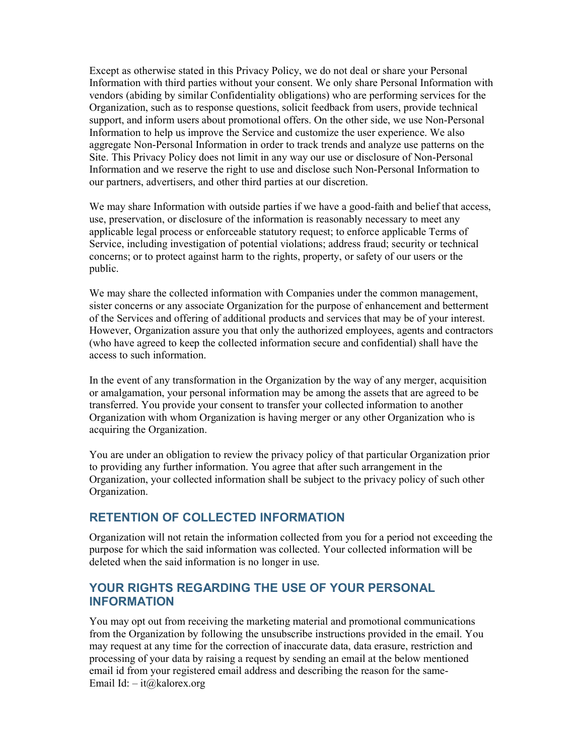Except as otherwise stated in this Privacy Policy, we do not deal or share your Personal Information with third parties without your consent. We only share Personal Information with vendors (abiding by similar Confidentiality obligations) who are performing services for the Organization, such as to response questions, solicit feedback from users, provide technical support, and inform users about promotional offers. On the other side, we use Non-Personal Information to help us improve the Service and customize the user experience. We also aggregate Non-Personal Information in order to track trends and analyze use patterns on the Site. This Privacy Policy does not limit in any way our use or disclosure of Non-Personal Information and we reserve the right to use and disclose such Non-Personal Information to our partners, advertisers, and other third parties at our discretion.

We may share Information with outside parties if we have a good-faith and belief that access, use, preservation, or disclosure of the information is reasonably necessary to meet any applicable legal process or enforceable statutory request; to enforce applicable Terms of Service, including investigation of potential violations; address fraud; security or technical concerns; or to protect against harm to the rights, property, or safety of our users or the public.

We may share the collected information with Companies under the common management, sister concerns or any associate Organization for the purpose of enhancement and betterment of the Services and offering of additional products and services that may be of your interest. However, Organization assure you that only the authorized employees, agents and contractors (who have agreed to keep the collected information secure and confidential) shall have the access to such information.

In the event of any transformation in the Organization by the way of any merger, acquisition or amalgamation, your personal information may be among the assets that are agreed to be transferred. You provide your consent to transfer your collected information to another Organization with whom Organization is having merger or any other Organization who is acquiring the Organization.

You are under an obligation to review the privacy policy of that particular Organization prior to providing any further information. You agree that after such arrangement in the Organization, your collected information shall be subject to the privacy policy of such other Organization.

## RETENTION OF COLLECTED INFORMATION

Organization will not retain the information collected from you for a period not exceeding the purpose for which the said information was collected. Your collected information will be deleted when the said information is no longer in use.

## YOUR RIGHTS REGARDING THE USE OF YOUR PERSONAL INFORMATION

You may opt out from receiving the marketing material and promotional communications from the Organization by following the unsubscribe instructions provided in the email. You may request at any time for the correction of inaccurate data, data erasure, restriction and processing of your data by raising a request by sending an email at the below mentioned email id from your registered email address and describing the reason for the same-
Email Id: – it@kalorex.org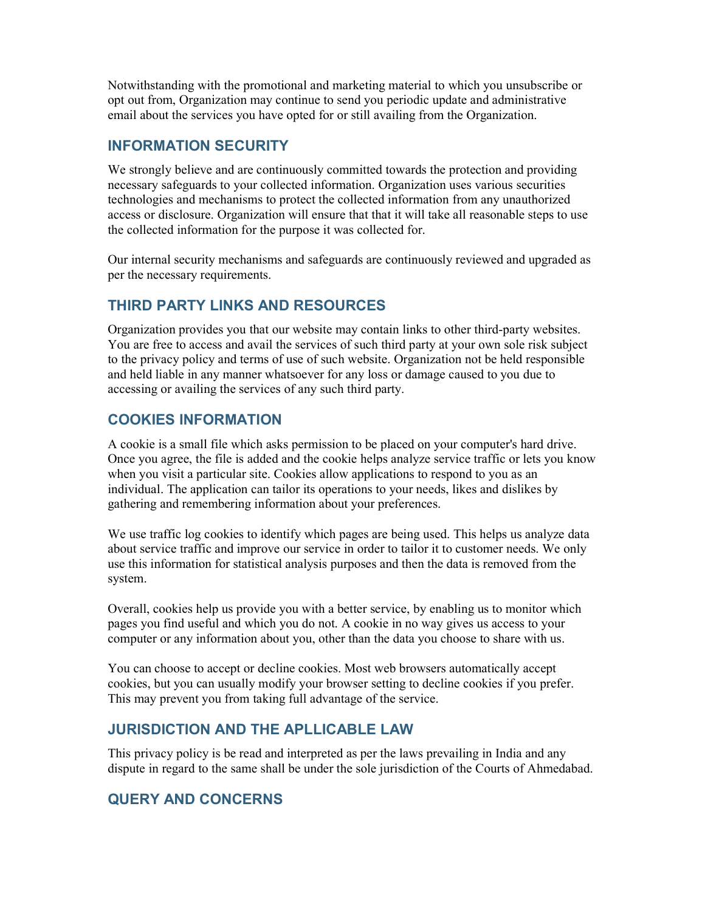Notwithstanding with the promotional and marketing material to which you unsubscribe or opt out from, Organization may continue to send you periodic update and administrative email about the services you have opted for or still availing from the Organization.

## INFORMATION SECURITY

We strongly believe and are continuously committed towards the protection and providing necessary safeguards to your collected information. Organization uses various securities technologies and mechanisms to protect the collected information from any unauthorized access or disclosure. Organization will ensure that that it will take all reasonable steps to use the collected information for the purpose it was collected for.

Our internal security mechanisms and safeguards are continuously reviewed and upgraded as per the necessary requirements.

## THIRD PARTY LINKS AND RESOURCES

Organization provides you that our website may contain links to other third-party websites. You are free to access and avail the services of such third party at your own sole risk subject to the privacy policy and terms of use of such website. Organization not be held responsible and held liable in any manner whatsoever for any loss or damage caused to you due to accessing or availing the services of any such third party.

## COOKIES INFORMATION

A cookie is a small file which asks permission to be placed on your computer's hard drive. Once you agree, the file is added and the cookie helps analyze service traffic or lets you know when you visit a particular site. Cookies allow applications to respond to you as an individual. The application can tailor its operations to your needs, likes and dislikes by gathering and remembering information about your preferences.

We use traffic log cookies to identify which pages are being used. This helps us analyze data about service traffic and improve our service in order to tailor it to customer needs. We only use this information for statistical analysis purposes and then the data is removed from the system.

Overall, cookies help us provide you with a better service, by enabling us to monitor which pages you find useful and which you do not. A cookie in no way gives us access to your computer or any information about you, other than the data you choose to share with us.

You can choose to accept or decline cookies. Most web browsers automatically accept cookies, but you can usually modify your browser setting to decline cookies if you prefer. This may prevent you from taking full advantage of the service.

## JURISDICTION AND THE APLLICABLE LAW

This privacy policy is be read and interpreted as per the laws prevailing in India and any dispute in regard to the same shall be under the sole jurisdiction of the Courts of Ahmedabad.

## QUERY AND CONCERNS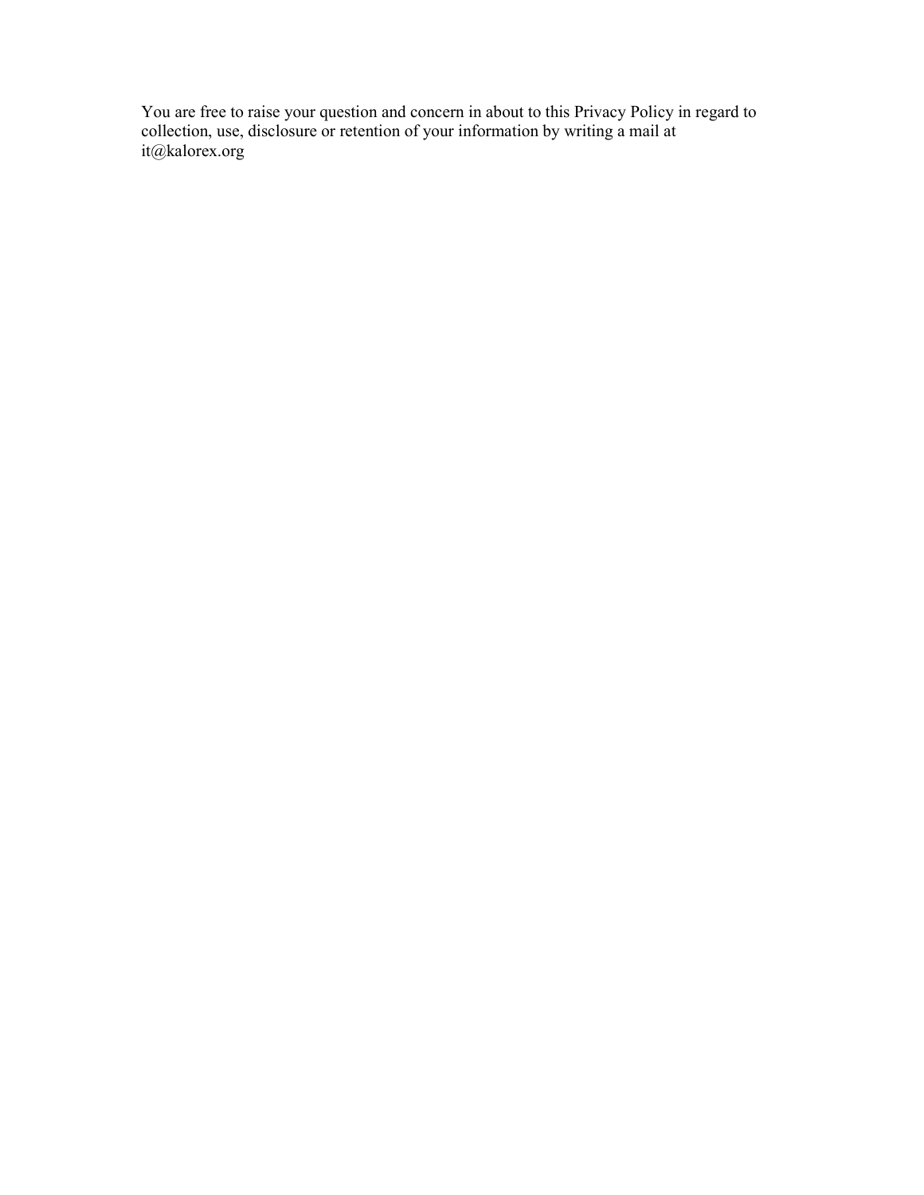You are free to raise your question and concern in about to this Privacy Policy in regard to collection, use, disclosure or retention of your information by writing a mail at it@kalorex.org